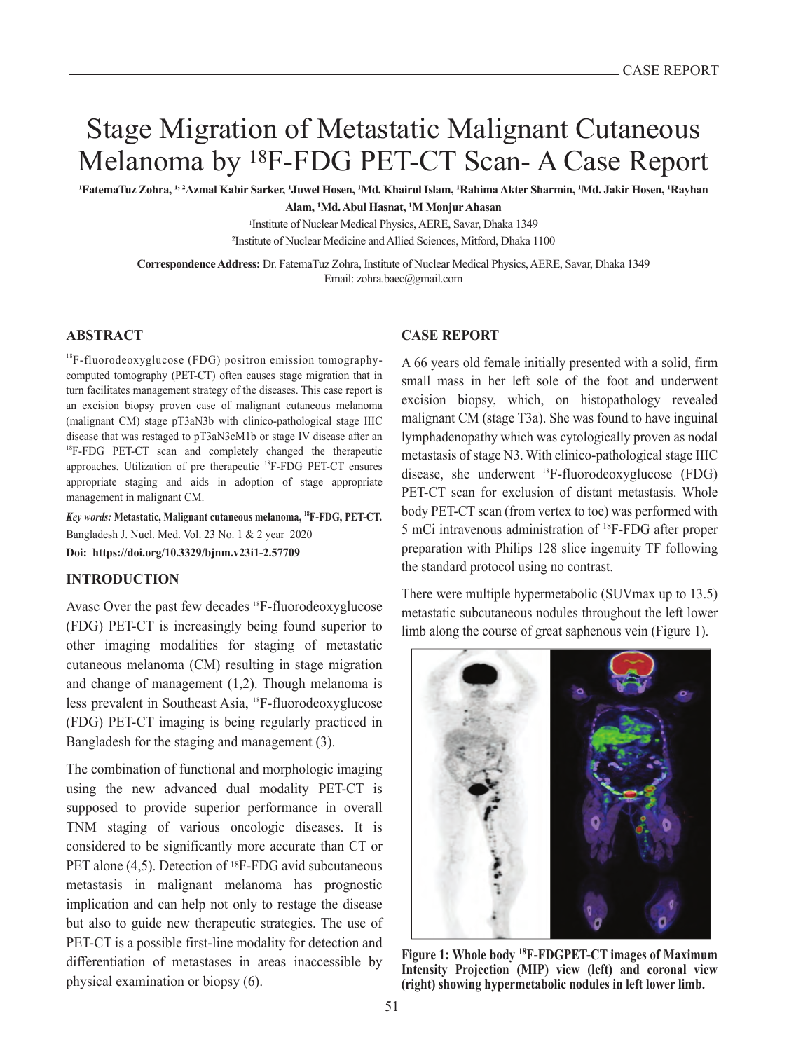# Stage Migration of Metastatic Malignant Cutaneous Melanoma by $^{18}$F-FDG PET-CT Scan- A Case Report

**[1]FatemaTuz Zohra, [1,2]Azmal Kabir Sarker, [1]Juwel Hosen, [1]Md. Khairul Islam, [1]Rahima Akter Sharmin, [1]Md. Jakir Hosen, [1]Rayhan Alam, [1]Md. Abul Hasnat, [1]M Monjur Ahasan**

[1]Institute of Nuclear Medical Physics, AERE, Savar, Dhaka 1349

[2]Institute of Nuclear Medicine and Allied Sciences, Mitford, Dhaka 1100

**Correspondence Address:** Dr. FatemaTuz Zohra, Institute of Nuclear Medical Physics, AERE, Savar, Dhaka 1349
Email: zohra.baec@gmail.com

## ABSTRACT

$^{18}$F-fluorodeoxyglucose (FDG) positron emission tomography-computed tomography (PET-CT) often causes stage migration that in turn facilitates management strategy of the diseases. This case report is an excision biopsy proven case of malignant cutaneous melanoma (malignant CM) stage pT3aN3b with clinico-pathological stage IIIC disease that was restaged to pT3aN3cM1b or stage IV disease after an $^{18}$F-FDG PET-CT scan and completely changed the therapeutic approaches. Utilization of pre therapeutic $^{18}$F-FDG PET-CT ensures appropriate staging and aids in adoption of stage appropriate management in malignant CM.

***Key words:*** **Metastatic, Malignant cutaneous melanoma, $^{18}$F-FDG, PET-CT.**

Bangladesh J. Nucl. Med. Vol. 23 No. 1 & 2 year 2020

**Doi: https://doi.org/10.3329/bjnm.v23i1-2.57709**

## INTRODUCTION

Avasc Over the past few decades $^{18}$F-fluorodeoxyglucose (FDG) PET-CT is increasingly being found superior to other imaging modalities for staging of metastatic cutaneous melanoma (CM) resulting in stage migration and change of management (1,2). Though melanoma is less prevalent in Southeast Asia, $^{18}$F-fluorodeoxyglucose (FDG) PET-CT imaging is being regularly practiced in Bangladesh for the staging and management (3).

The combination of functional and morphologic imaging using the new advanced dual modality PET-CT is supposed to provide superior performance in overall TNM staging of various oncologic diseases. It is considered to be significantly more accurate than CT or PET alone (4,5). Detection of $^{18}$F-FDG avid subcutaneous metastasis in malignant melanoma has prognostic implication and can help not only to restage the disease but also to guide new therapeutic strategies. The use of PET-CT is a possible first-line modality for detection and differentiation of metastases in areas inaccessible by physical examination or biopsy (6).

## CASE REPORT

A 66 years old female initially presented with a solid, firm small mass in her left sole of the foot and underwent excision biopsy, which, on histopathology revealed malignant CM (stage T3a). She was found to have inguinal lymphadenopathy which was cytologically proven as nodal metastasis of stage N3. With clinico-pathological stage IIIC disease, she underwent $^{18}$F-fluorodeoxyglucose (FDG) PET-CT scan for exclusion of distant metastasis. Whole body PET-CT scan (from vertex to toe) was performed with 5 mCi intravenous administration of $^{18}$F-FDG after proper preparation with Philips 128 slice ingenuity TF following the standard protocol using no contrast.

There were multiple hypermetabolic (SUVmax up to 13.5) metastatic subcutaneous nodules throughout the left lower limb along the course of great saphenous vein (Figure 1).

**Figure 1: Whole body $^{18}$F-FDGPET-CT images of Maximum Intensity Projection (MIP) view (left) and coronal view (right) showing hypermetabolic nodules in left lower limb.**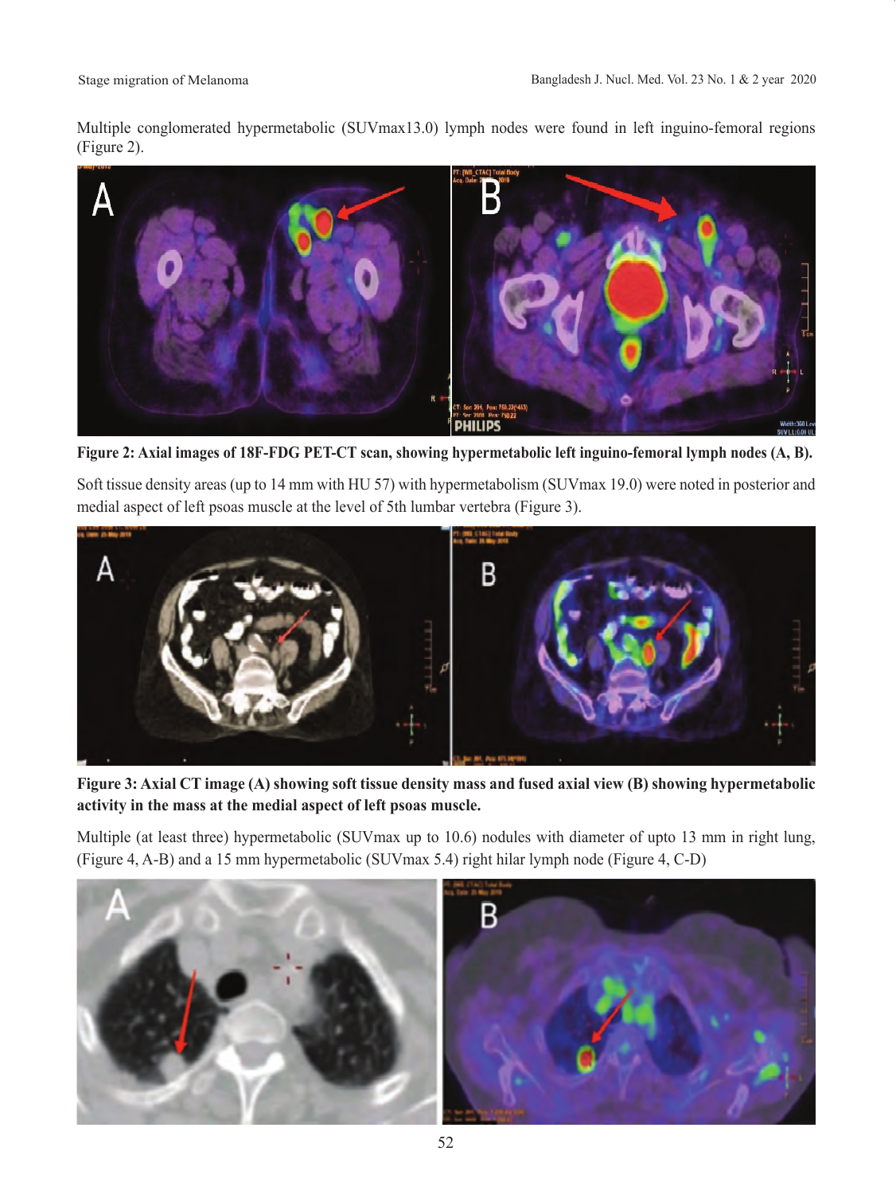Multiple conglomerated hypermetabolic (SUVmax13.0) lymph nodes were found in left inguino-femoral regions (Figure 2).

**Figure 2: Axial images of 18F-FDG PET-CT scan, showing hypermetabolic left inguino-femoral lymph nodes (A, B).**

Soft tissue density areas (up to 14 mm with HU 57) with hypermetabolism (SUVmax 19.0) were noted in posterior and medial aspect of left psoas muscle at the level of 5th lumbar vertebra (Figure 3).

**Figure 3: Axial CT image (A) showing soft tissue density mass and fused axial view (B) showing hypermetabolic activity in the mass at the medial aspect of left psoas muscle.**

Multiple (at least three) hypermetabolic (SUVmax up to 10.6) nodules with diameter of upto 13 mm in right lung, (Figure 4, A-B) and a 15 mm hypermetabolic (SUVmax 5.4) right hilar lymph node (Figure 4, C-D)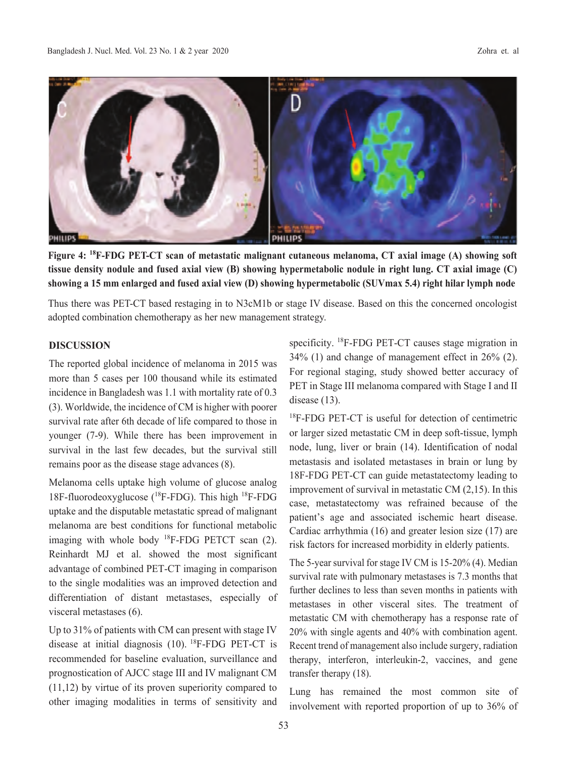**Figure 4: $^{18}$F-FDG PET-CT scan of metastatic malignant cutaneous melanoma, CT axial image (A) showing soft tissue density nodule and fused axial view (B) showing hypermetabolic nodule in right lung. CT axial image (C) showing a 15 mm enlarged and fused axial view (D) showing hypermetabolic (SUVmax 5.4) right hilar lymph node**

Thus there was PET-CT based restaging in to N3cM1b or stage IV disease. Based on this the concerned oncologist adopted combination chemotherapy as her new management strategy.

## DISCUSSION

The reported global incidence of melanoma in 2015 was more than 5 cases per 100 thousand while its estimated incidence in Bangladesh was 1.1 with mortality rate of 0.3 (3). Worldwide, the incidence of CM is higher with poorer survival rate after 6th decade of life compared to those in younger (7-9). While there has been improvement in survival in the last few decades, but the survival still remains poor as the disease stage advances (8).

Melanoma cells uptake high volume of glucose analog 18F-fluorodeoxyglucose ($^{18}$F-FDG). This high $^{18}$F-FDG uptake and the disputable metastatic spread of malignant melanoma are best conditions for functional metabolic imaging with whole body $^{18}$F-FDG PETCT scan (2). Reinhardt MJ et al. showed the most significant advantage of combined PET-CT imaging in comparison to the single modalities was an improved detection and differentiation of distant metastases, especially of visceral metastases (6).

Up to 31% of patients with CM can present with stage IV disease at initial diagnosis (10). $^{18}$F-FDG PET-CT is recommended for baseline evaluation, surveillance and prognostication of AJCC stage III and IV malignant CM (11,12) by virtue of its proven superiority compared to other imaging modalities in terms of sensitivity and specificity. $^{18}$F-FDG PET-CT causes stage migration in 34% (1) and change of management effect in 26% (2). For regional staging, study showed better accuracy of PET in Stage III melanoma compared with Stage I and II disease (13).

$^{18}$F-FDG PET-CT is useful for detection of centimetric or larger sized metastatic CM in deep soft-tissue, lymph node, lung, liver or brain (14). Identification of nodal metastasis and isolated metastases in brain or lung by 18F-FDG PET-CT can guide metastatectomy leading to improvement of survival in metastatic CM (2,15). In this case, metastatectomy was refrained because of the patient's age and associated ischemic heart disease. Cardiac arrhythmia (16) and greater lesion size (17) are risk factors for increased morbidity in elderly patients.

The 5-year survival for stage IV CM is 15-20% (4). Median survival rate with pulmonary metastases is 7.3 months that further declines to less than seven months in patients with metastases in other visceral sites. The treatment of metastatic CM with chemotherapy has a response rate of 20% with single agents and 40% with combination agent. Recent trend of management also include surgery, radiation therapy, interferon, interleukin-2, vaccines, and gene transfer therapy (18).

Lung has remained the most common site of involvement with reported proportion of up to 36% of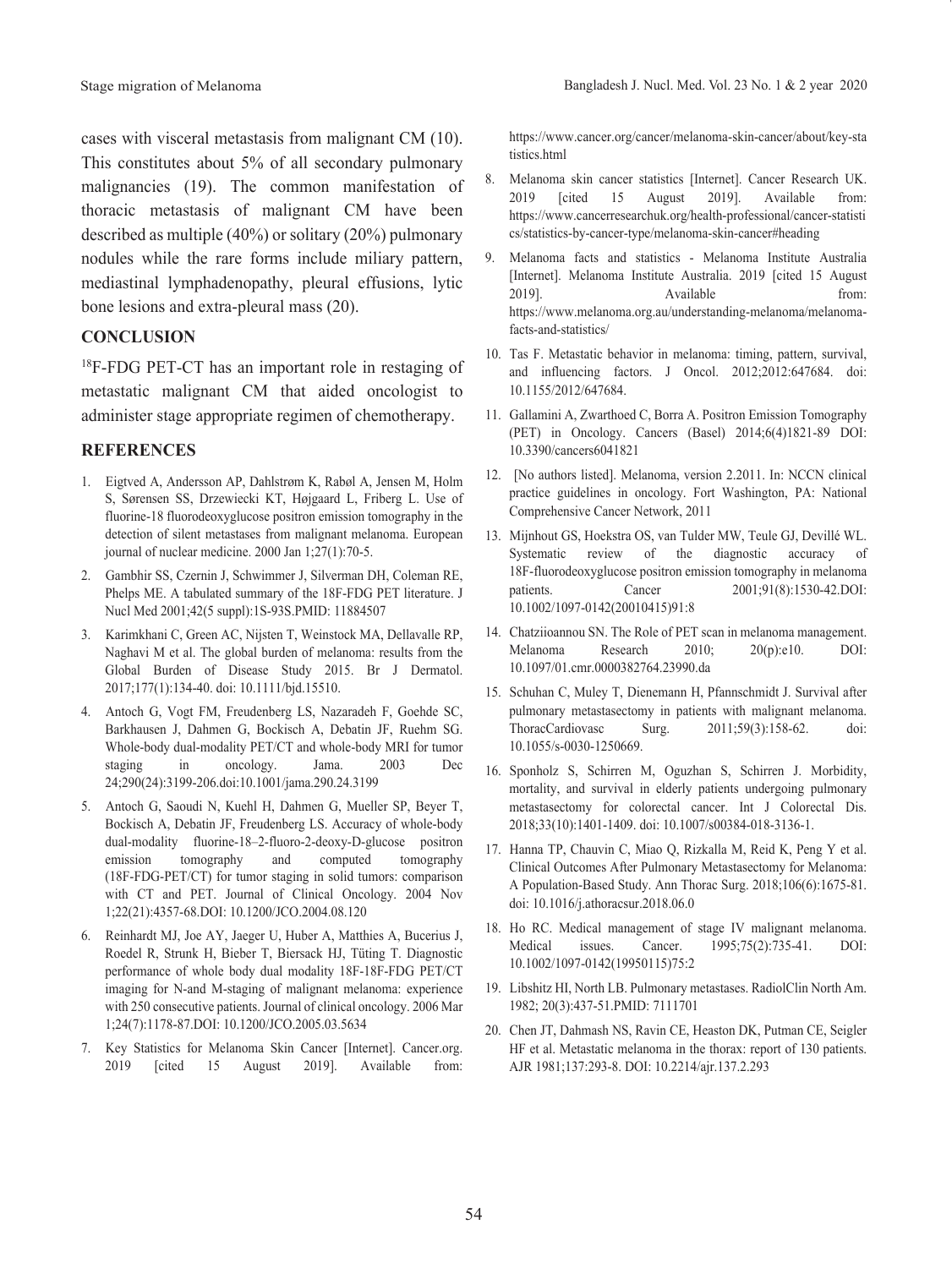cases with visceral metastasis from malignant CM (10). This constitutes about 5% of all secondary pulmonary malignancies (19). The common manifestation of thoracic metastasis of malignant CM have been described as multiple (40%) or solitary (20%) pulmonary nodules while the rare forms include miliary pattern, mediastinal lymphadenopathy, pleural effusions, lytic bone lesions and extra-pleural mass (20).

## CONCLUSION

$^{18}$F-FDG PET-CT has an important role in restaging of metastatic malignant CM that aided oncologist to administer stage appropriate regimen of chemotherapy.

## REFERENCES

1. Eigtved A, Andersson AP, Dahlstrøm K, Rabøl A, Jensen M, Holm S, Sørensen SS, Drzewiecki KT, Højgaard L, Friberg L. Use of fluorine-18 fluorodeoxyglucose positron emission tomography in the detection of silent metastases from malignant melanoma. European journal of nuclear medicine. 2000 Jan 1;27(1):70-5.
2. Gambhir SS, Czernin J, Schwimmer J, Silverman DH, Coleman RE, Phelps ME. A tabulated summary of the 18F-FDG PET literature. J Nucl Med 2001;42(5 suppl):1S-93S.PMID: 11884507
3. Karimkhani C, Green AC, Nijsten T, Weinstock MA, Dellavalle RP, Naghavi M et al. The global burden of melanoma: results from the Global Burden of Disease Study 2015. Br J Dermatol. 2017;177(1):134-40. doi: 10.1111/bjd.15510.
4. Antoch G, Vogt FM, Freudenberg LS, Nazaradeh F, Goehde SC, Barkhausen J, Dahmen G, Bockisch A, Debatin JF, Ruehm SG. Whole-body dual-modality PET/CT and whole-body MRI for tumor staging in oncology. Jama. 2003 Dec 24;290(24):3199-206.doi:10.1001/jama.290.24.3199
5. Antoch G, Saoudi N, Kuehl H, Dahmen G, Mueller SP, Beyer T, Bockisch A, Debatin JF, Freudenberg LS. Accuracy of whole-body dual-modality fluorine-18–2-fluoro-2-deoxy-D-glucose positron emission tomography and computed tomography (18F-FDG-PET/CT) for tumor staging in solid tumors: comparison with CT and PET. Journal of Clinical Oncology. 2004 Nov 1;22(21):4357-68.DOI: 10.1200/JCO.2004.08.120
6. Reinhardt MJ, Joe AY, Jaeger U, Huber A, Matthies A, Bucerius J, Roedel R, Strunk H, Bieber T, Biersack HJ, Tüting T. Diagnostic performance of whole body dual modality 18F-18F-FDG PET/CT imaging for N-and M-staging of malignant melanoma: experience with 250 consecutive patients. Journal of clinical oncology. 2006 Mar 1;24(7):1178-87.DOI: 10.1200/JCO.2005.03.5634
7. Key Statistics for Melanoma Skin Cancer [Internet]. Cancer.org. 2019 [cited 15 August 2019]. Available from: https://www.cancer.org/cancer/melanoma-skin-cancer/about/key-statistics.html
8. Melanoma skin cancer statistics [Internet]. Cancer Research UK. 2019 [cited 15 August 2019]. Available from: https://www.cancerresearchuk.org/health-professional/cancer-statistics/statistics-by-cancer-type/melanoma-skin-cancer#heading
9. Melanoma facts and statistics - Melanoma Institute Australia [Internet]. Melanoma Institute Australia. 2019 [cited 15 August 2019]. Available from: https://www.melanoma.org.au/understanding-melanoma/melanoma-facts-and-statistics/
10. Tas F. Metastatic behavior in melanoma: timing, pattern, survival, and influencing factors. J Oncol. 2012;2012:647684. doi: 10.1155/2012/647684.
11. Gallamini A, Zwarthoed C, Borra A. Positron Emission Tomography (PET) in Oncology. Cancers (Basel) 2014;6(4)1821-89 DOI: 10.3390/cancers6041821
12. [No authors listed]. Melanoma, version 2.2011. In: NCCN clinical practice guidelines in oncology. Fort Washington, PA: National Comprehensive Cancer Network, 2011
13. Mijnhout GS, Hoekstra OS, van Tulder MW, Teule GJ, Devillé WL. Systematic review of the diagnostic accuracy of 18F-fluorodeoxyglucose positron emission tomography in melanoma patients. Cancer 2001;91(8):1530-42.DOI: 10.1002/1097-0142(20010415)91:8
14. Chatziioannou SN. The Role of PET scan in melanoma management. Melanoma Research 2010; 20(p):e10. DOI: 10.1097/01.cmr.0000382764.23990.da
15. Schuhan C, Muley T, Dienemann H, Pfannschmidt J. Survival after pulmonary metastasectomy in patients with malignant melanoma. ThoracCardiovasc Surg. 2011;59(3):158-62. doi: 10.1055/s-0030-1250669.
16. Sponholz S, Schirren M, Oguzhan S, Schirren J. Morbidity, mortality, and survival in elderly patients undergoing pulmonary metastasectomy for colorectal cancer. Int J Colorectal Dis. 2018;33(10):1401-1409. doi: 10.1007/s00384-018-3136-1.
17. Hanna TP, Chauvin C, Miao Q, Rizkalla M, Reid K, Peng Y et al. Clinical Outcomes After Pulmonary Metastasectomy for Melanoma: A Population-Based Study. Ann Thorac Surg. 2018;106(6):1675-81. doi: 10.1016/j.athoracsur.2018.06.0
18. Ho RC. Medical management of stage IV malignant melanoma. Medical issues. Cancer. 1995;75(2):735-41. DOI: 10.1002/1097-0142(19950115)75:2
19. Libshitz HI, North LB. Pulmonary metastases. RadiolClin North Am. 1982; 20(3):437-51.PMID: 7111701
20. Chen JT, Dahmash NS, Ravin CE, Heaston DK, Putman CE, Seigler HF et al. Metastatic melanoma in the thorax: report of 130 patients. AJR 1981;137:293-8. DOI: 10.2214/ajr.137.2.293